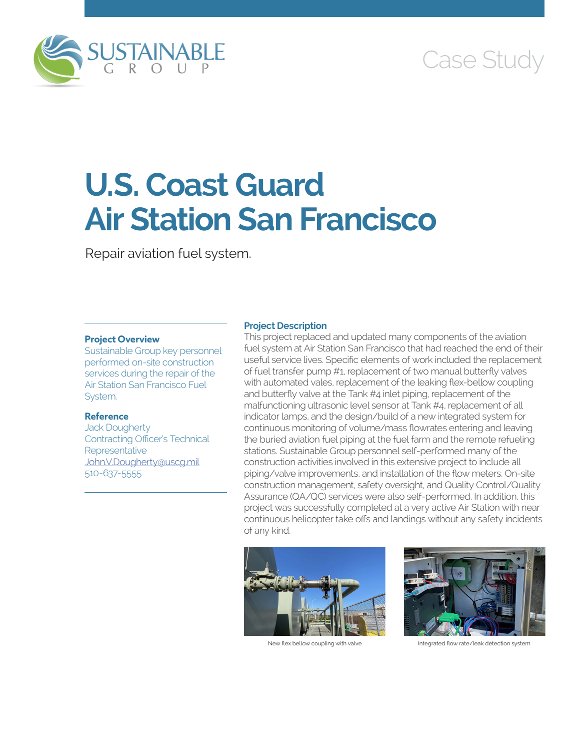SUSTAINABLE GROUP

Case Study

# U.S. Coast Guard Air Station San Francisco

Repair aviation fuel system.

### Project Overview

Sustainable Group key personnel performed on-site construction services during the repair of the Air Station San Francisco Fuel System.

### Reference

Jack Dougherty
Contracting Officer's Technical Representative
JohnV.Dougherty@uscg.mil
510-637-5555

### Project Description

This project replaced and updated many components of the aviation fuel system at Air Station San Francisco that had reached the end of their useful service lives. Specific elements of work included the replacement of fuel transfer pump #1, replacement of two manual butterfly valves with automated vales, replacement of the leaking flex-bellow coupling and butterfly valve at the Tank #4 inlet piping, replacement of the malfunctioning ultrasonic level sensor at Tank #4, replacement of all indicator lamps, and the design/build of a new integrated system for continuous monitoring of volume/mass flowrates entering and leaving the buried aviation fuel piping at the fuel farm and the remote refueling stations. Sustainable Group personnel self-performed many of the construction activities involved in this extensive project to include all piping/valve improvements, and installation of the flow meters. On-site construction management, safety oversight, and Quality Control/Quality Assurance (QA/QC) services were also self-performed. In addition, this project was successfully completed at a very active Air Station with near continuous helicopter take offs and landings without any safety incidents of any kind.

New flex bellow coupling with valve

Integrated flow rate/leak detection system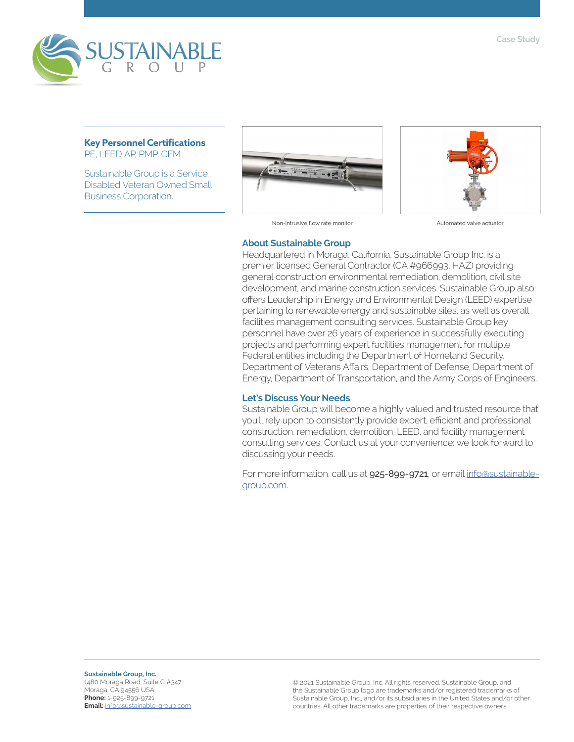Case Study

**Key Personnel Certifications**
PE, LEED AP, PMP, CFM

Sustainable Group is a Service Disabled Veteran Owned Small Business Corporation.

Non-intrusive flow rate monitor

Automated valve actuator

## About Sustainable Group

Headquartered in Moraga, California, Sustainable Group Inc. is a premier licensed General Contractor (CA #966993, HAZ) providing general construction environmental remediation, demolition, civil site development, and marine construction services. Sustainable Group also offers Leadership in Energy and Environmental Design (LEED) expertise pertaining to renewable energy and sustainable sites, as well as overall facilities management consulting services. Sustainable Group key personnel have over 26 years of experience in successfully executing projects and performing expert facilities management for multiple Federal entities including the Department of Homeland Security, Department of Veterans Affairs, Department of Defense, Department of Energy, Department of Transportation, and the Army Corps of Engineers.

## Let's Discuss Your Needs

Sustainable Group will become a highly valued and trusted resource that you'll rely upon to consistently provide expert, efficient and professional construction, remediation, demolition, LEED, and facility management consulting services. Contact us at your convenience; we look forward to discussing your needs.

For more information, call us at 925-899-9721, or email info@sustainable-group.com.

**Sustainable Group, Inc.**
1480 Moraga Road, Suite C #347
Moraga, CA 94556 USA
**Phone:** 1-925-899-9721
**Email:** info@sustainable-group.com

© 2021 Sustainable Group, Inc. All rights reserved. Sustainable Group, and the Sustainable Group logo are trademarks and/or registered trademarks of Sustainable Group, Inc., and/or its subsidiaries in the United States and/or other countries. All other trademarks are properties of their respective owners.